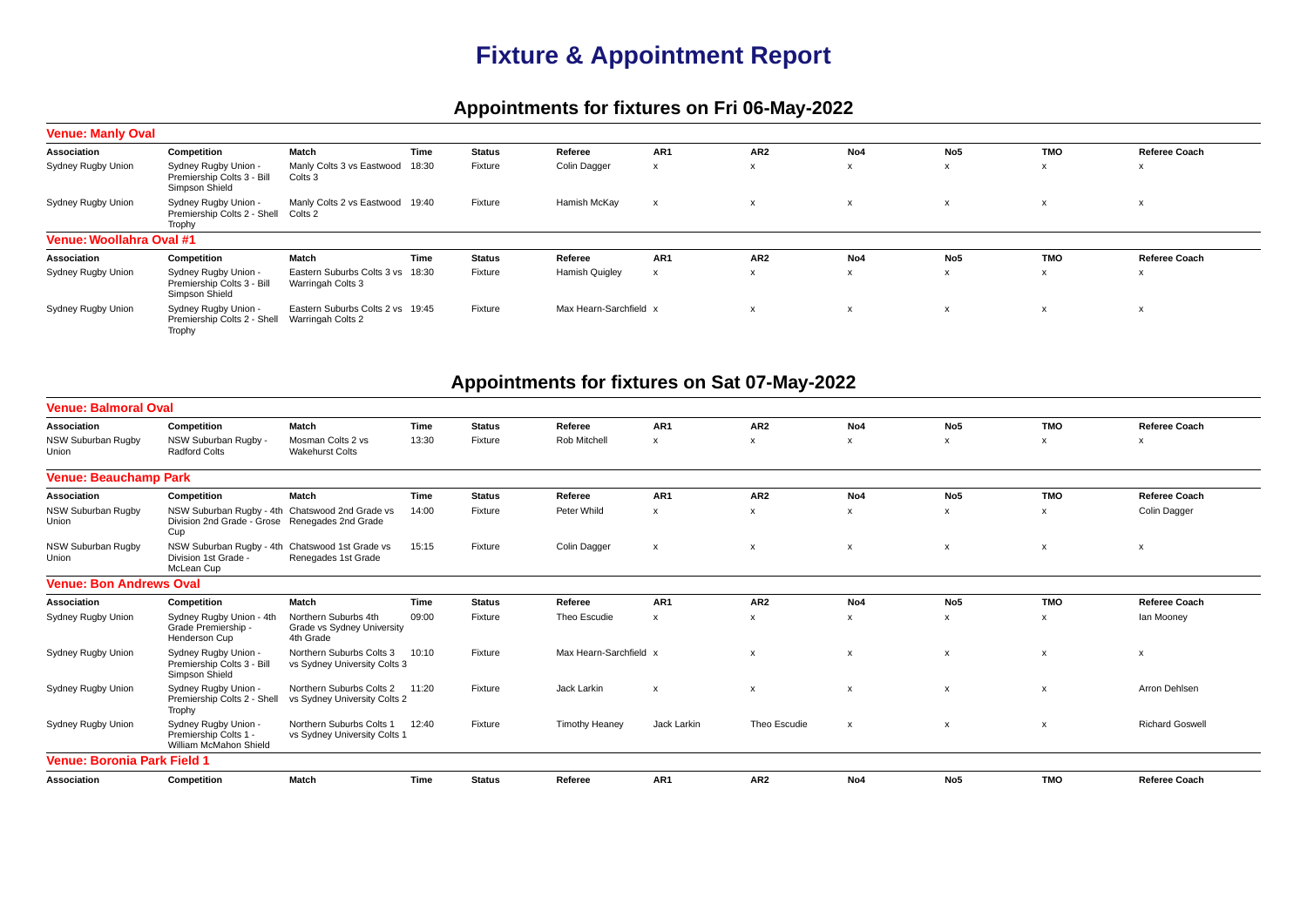# Fixture & Appointment Report

## Appointments for fixtures on Fri 06-May-2022

### Venue: Manly Oval

| Association | Competition | Match | Time | Status | Referee | AR1 | AR2 | No4 | No5 | TMO | Referee Coach |
|---|---|---|---|---|---|---|---|---|---|---|---|
| Sydney Rugby Union | Sydney Rugby Union - Premiership Colts 3 - Bill Simpson Shield | Manly Colts 3 vs Eastwood Colts 3 | 18:30 | Fixture | Colin Dagger | x | x | x | x | x | x |
| Sydney Rugby Union | Sydney Rugby Union - Premiership Colts 2 - Shell Trophy | Manly Colts 2 vs Eastwood Colts 2 | 19:40 | Fixture | Hamish McKay | x | x | x | x | x | x |

### Venue: Woollahra Oval #1

| Association | Competition | Match | Time | Status | Referee | AR1 | AR2 | No4 | No5 | TMO | Referee Coach |
|---|---|---|---|---|---|---|---|---|---|---|---|
| Sydney Rugby Union | Sydney Rugby Union - Premiership Colts 3 - Bill Simpson Shield | Eastern Suburbs Colts 3 vs Warringah Colts 3 | 18:30 | Fixture | Hamish Quigley | x | x | x | x | x | x |
| Sydney Rugby Union | Sydney Rugby Union - Premiership Colts 2 - Shell Trophy | Eastern Suburbs Colts 2 vs Warringah Colts 2 | 19:45 | Fixture | Max Hearn-Sarchfield | x | x | x | x | x | x |

## Appointments for fixtures on Sat 07-May-2022

### Venue: Balmoral Oval

| Association | Competition | Match | Time | Status | Referee | AR1 | AR2 | No4 | No5 | TMO | Referee Coach |
|---|---|---|---|---|---|---|---|---|---|---|---|
| NSW Suburban Rugby Union | NSW Suburban Rugby - Radford Colts | Mosman Colts 2 vs Wakehurst Colts | 13:30 | Fixture | Rob Mitchell | x | x | x | x | x | x |

### Venue: Beauchamp Park

| Association | Competition | Match | Time | Status | Referee | AR1 | AR2 | No4 | No5 | TMO | Referee Coach |
|---|---|---|---|---|---|---|---|---|---|---|---|
| NSW Suburban Rugby Union | NSW Suburban Rugby - 4th Division 2nd Grade - Grose Cup | Chatswood 2nd Grade vs Renegades 2nd Grade | 14:00 | Fixture | Peter Whild | x | x | x | x | x | Colin Dagger |
| NSW Suburban Rugby Union | NSW Suburban Rugby - 4th Division 1st Grade - McLean Cup | Chatswood 1st Grade vs Renegades 1st Grade | 15:15 | Fixture | Colin Dagger | x | x | x | x | x | x |

### Venue: Bon Andrews Oval

| Association | Competition | Match | Time | Status | Referee | AR1 | AR2 | No4 | No5 | TMO | Referee Coach |
|---|---|---|---|---|---|---|---|---|---|---|---|
| Sydney Rugby Union | Sydney Rugby Union - 4th Grade Premiership - Henderson Cup | Northern Suburbs 4th Grade vs Sydney University 4th Grade | 09:00 | Fixture | Theo Escudie | x | x | x | x | x | Ian Mooney |
| Sydney Rugby Union | Sydney Rugby Union - Premiership Colts 3 - Bill Simpson Shield | Northern Suburbs Colts 3 vs Sydney University Colts 3 | 10:10 | Fixture | Max Hearn-Sarchfield | x | x | x | x | x | x |
| Sydney Rugby Union | Sydney Rugby Union - Premiership Colts 2 - Shell Trophy | Northern Suburbs Colts 2 vs Sydney University Colts 2 | 11:20 | Fixture | Jack Larkin | x | x | x | x | x | Arron Dehlsen |
| Sydney Rugby Union | Sydney Rugby Union - Premiership Colts 1 - William McMahon Shield | Northern Suburbs Colts 1 vs Sydney University Colts 1 | 12:40 | Fixture | Timothy Heaney | Jack Larkin | Theo Escudie | x | x | x | Richard Goswell |

### Venue: Boronia Park Field 1

| Association | Competition | Match | Time | Status | Referee | AR1 | AR2 | No4 | No5 | TMO | Referee Coach |
|---|---|---|---|---|---|---|---|---|---|---|---|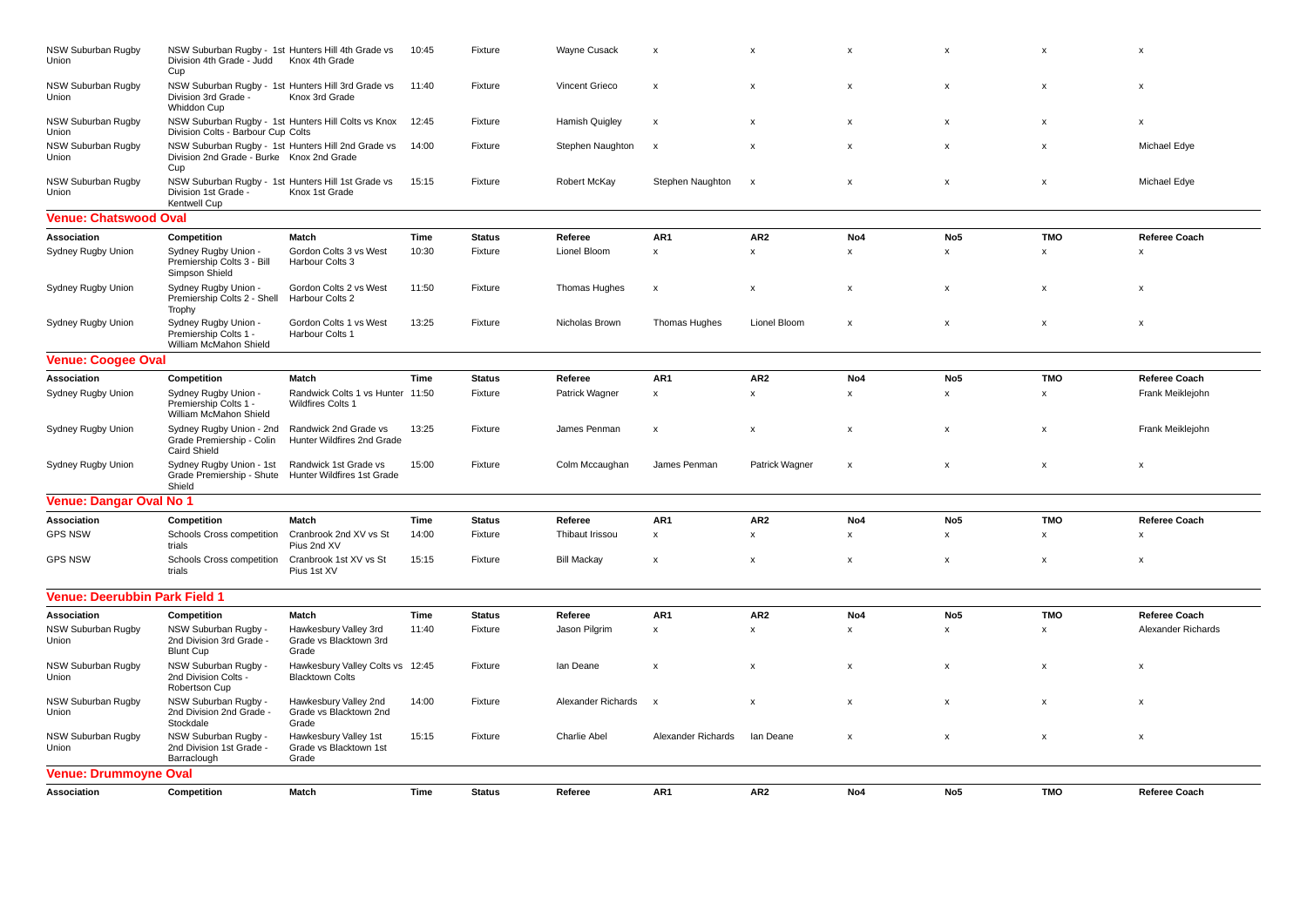| Association | Competition | Match | Time | Status | Referee | AR1 | AR2 | No4 | No5 | TMO | Referee Coach |
|---|---|---|---|---|---|---|---|---|---|---|---|
| NSW Suburban Rugby Union | NSW Suburban Rugby - 1st Division 4th Grade - Judd Cup | Hunters Hill 4th Grade vs Knox 4th Grade | 10:45 | Fixture | Wayne Cusack | x | x | x | x | x | x |
| NSW Suburban Rugby Union | NSW Suburban Rugby - 1st Division 3rd Grade - Whiddon Cup | Hunters Hill 3rd Grade vs Knox 3rd Grade | 11:40 | Fixture | Vincent Grieco | x | x | x | x | x | x |
| NSW Suburban Rugby Union | NSW Suburban Rugby - 1st Division Colts - Barbour Cup | Hunters Hill Colts vs Knox Colts | 12:45 | Fixture | Hamish Quigley | x | x | x | x | x | x |
| NSW Suburban Rugby Union | NSW Suburban Rugby - 1st Division 2nd Grade - Burke Cup | Hunters Hill 2nd Grade vs Knox 2nd Grade | 14:00 | Fixture | Stephen Naughton | x | x | x | x | x | Michael Edye |
| NSW Suburban Rugby Union | NSW Suburban Rugby - 1st Division 1st Grade - Kentwell Cup | Hunters Hill 1st Grade vs Knox 1st Grade | 15:15 | Fixture | Robert McKay | Stephen Naughton | x | x | x | x | Michael Edye |

## Venue: Chatswood Oval

| Association | Competition | Match | Time | Status | Referee | AR1 | AR2 | No4 | No5 | TMO | Referee Coach |
|---|---|---|---|---|---|---|---|---|---|---|---|
| Sydney Rugby Union | Sydney Rugby Union - Premiership Colts 3 - Bill Simpson Shield | Gordon Colts 3 vs West Harbour Colts 3 | 10:30 | Fixture | Lionel Bloom | x | x | x | x | x | x |
| Sydney Rugby Union | Sydney Rugby Union - Premiership Colts 2 - Shell Trophy | Gordon Colts 2 vs West Harbour Colts 2 | 11:50 | Fixture | Thomas Hughes | x | x | x | x | x | x |
| Sydney Rugby Union | Sydney Rugby Union - Premiership Colts 1 - William McMahon Shield | Gordon Colts 1 vs West Harbour Colts 1 | 13:25 | Fixture | Nicholas Brown | Thomas Hughes | Lionel Bloom | x | x | x | x |

## Venue: Coogee Oval

| Association | Competition | Match | Time | Status | Referee | AR1 | AR2 | No4 | No5 | TMO | Referee Coach |
|---|---|---|---|---|---|---|---|---|---|---|---|
| Sydney Rugby Union | Sydney Rugby Union - Premiership Colts 1 - William McMahon Shield | Randwick Colts 1 vs Hunter Wildfires Colts 1 | 11:50 | Fixture | Patrick Wagner | x | x | x | x | x | Frank Meiklejohn |
| Sydney Rugby Union | Sydney Rugby Union - 2nd Grade Premiership - Colin Caird Shield | Randwick 2nd Grade vs Hunter Wildfires 2nd Grade | 13:25 | Fixture | James Penman | x | x | x | x | x | Frank Meiklejohn |
| Sydney Rugby Union | Sydney Rugby Union - 1st Grade Premiership - Shute Shield | Randwick 1st Grade vs Hunter Wildfires 1st Grade | 15:00 | Fixture | Colm Mccaughan | James Penman | Patrick Wagner | x | x | x | x |

## Venue: Dangar Oval No 1

| Association | Competition | Match | Time | Status | Referee | AR1 | AR2 | No4 | No5 | TMO | Referee Coach |
|---|---|---|---|---|---|---|---|---|---|---|---|
| GPS NSW | Schools Cross competition trials | Cranbrook 2nd XV vs St Pius 2nd XV | 14:00 | Fixture | Thibaut Irissou | x | x | x | x | x | x |
| GPS NSW | Schools Cross competition trials | Cranbrook 1st XV vs St Pius 1st XV | 15:15 | Fixture | Bill Mackay | x | x | x | x | x | x |

## Venue: Deerubbin Park Field 1

| Association | Competition | Match | Time | Status | Referee | AR1 | AR2 | No4 | No5 | TMO | Referee Coach |
|---|---|---|---|---|---|---|---|---|---|---|---|
| NSW Suburban Rugby Union | NSW Suburban Rugby - 2nd Division 3rd Grade - Blunt Cup | Hawkesbury Valley 3rd Grade vs Blacktown 3rd Grade | 11:40 | Fixture | Jason Pilgrim | x | x | x | x | x | Alexander Richards |
| NSW Suburban Rugby Union | NSW Suburban Rugby - 2nd Division Colts - Robertson Cup | Hawkesbury Valley Colts vs Blacktown Colts | 12:45 | Fixture | Ian Deane | x | x | x | x | x | x |
| NSW Suburban Rugby Union | NSW Suburban Rugby - 2nd Division 2nd Grade - Stockdale | Hawkesbury Valley 2nd Grade vs Blacktown 2nd Grade | 14:00 | Fixture | Alexander Richards | x | x | x | x | x | x |
| NSW Suburban Rugby Union | NSW Suburban Rugby - 2nd Division 1st Grade - Barraclough | Hawkesbury Valley 1st Grade vs Blacktown 1st Grade | 15:15 | Fixture | Charlie Abel | Alexander Richards | Ian Deane | x | x | x | x |

## Venue: Drummoyne Oval

| Association | Competition | Match | Time | Status | Referee | AR1 | AR2 | No4 | No5 | TMO | Referee Coach |
|---|---|---|---|---|---|---|---|---|---|---|---|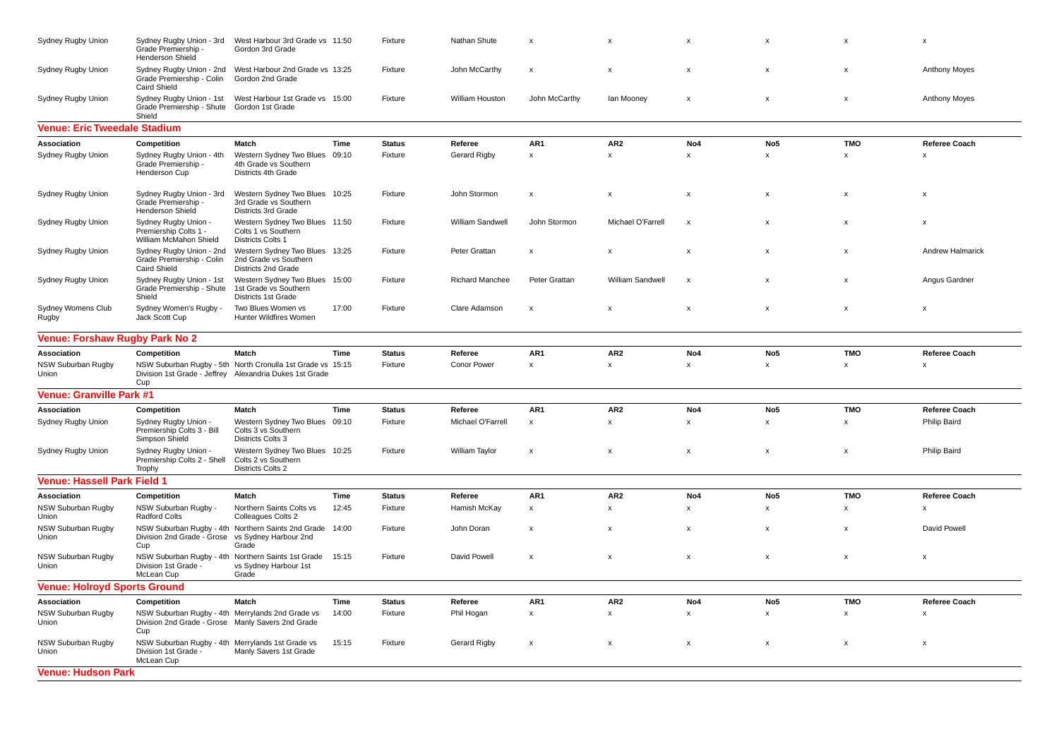| Sydney Rugby Union | Sydney Rugby Union - 3rd Grade Premiership - Henderson Shield | West Harbour 3rd Grade vs Gordon 3rd Grade | 11:50 | Fixture | Nathan Shute | x | x | x | x | x | x |
|---|---|---|---|---|---|---|---|---|---|---|---|
| Sydney Rugby Union | Sydney Rugby Union - 2nd Grade Premiership - Colin Caird Shield | West Harbour 2nd Grade vs Gordon 2nd Grade | 13:25 | Fixture | John McCarthy | x | x | x | x | x | Anthony Moyes |
| Sydney Rugby Union | Sydney Rugby Union - 1st Grade Premiership - Shute Shield | West Harbour 1st Grade vs Gordon 1st Grade | 15:00 | Fixture | William Houston | John McCarthy | Ian Mooney | x | x | x | Anthony Moyes |

## Venue: Eric Tweedale Stadium

| Association | Competition | Match | Time | Status | Referee | AR1 | AR2 | No4 | No5 | TMO | Referee Coach |
|---|---|---|---|---|---|---|---|---|---|---|---|
| Sydney Rugby Union | Sydney Rugby Union - 4th Grade Premiership - Henderson Cup | Western Sydney Two Blues 4th Grade vs Southern Districts 4th Grade | 09:10 | Fixture | Gerard Rigby | x | x | x | x | x | x |
| Sydney Rugby Union | Sydney Rugby Union - 3rd Grade Premiership - Henderson Shield | Western Sydney Two Blues 3rd Grade vs Southern Districts 3rd Grade | 10:25 | Fixture | John Stormon | x | x | x | x | x | x |
| Sydney Rugby Union | Sydney Rugby Union - Premiership Colts 1 - William McMahon Shield | Western Sydney Two Blues Colts 1 vs Southern Districts Colts 1 | 11:50 | Fixture | William Sandwell | John Stormon | Michael O'Farrell | x | x | x | x |
| Sydney Rugby Union | Sydney Rugby Union - 2nd Grade Premiership - Colin Caird Shield | Western Sydney Two Blues 2nd Grade vs Southern Districts 2nd Grade | 13:25 | Fixture | Peter Grattan | x | x | x | x | x | Andrew Halmarick |
| Sydney Rugby Union | Sydney Rugby Union - 1st Grade Premiership - Shute Shield | Western Sydney Two Blues 1st Grade vs Southern Districts 1st Grade | 15:00 | Fixture | Richard Manchee | Peter Grattan | William Sandwell | x | x | x | Angus Gardner |
| Sydney Womens Club Rugby | Sydney Women's Rugby - Jack Scott Cup | Two Blues Women vs Hunter Wildfires Women | 17:00 | Fixture | Clare Adamson | x | x | x | x | x | x |

## Venue: Forshaw Rugby Park No 2

| Association | Competition | Match | Time | Status | Referee | AR1 | AR2 | No4 | No5 | TMO | Referee Coach |
|---|---|---|---|---|---|---|---|---|---|---|---|
| NSW Suburban Rugby Union | NSW Suburban Rugby - 5th Division 1st Grade - Jeffrey Cup | North Cronulla 1st Grade vs Alexandria Dukes 1st Grade | 15:15 | Fixture | Conor Power | x | x | x | x | x | x |

## Venue: Granville Park #1

| Association | Competition | Match | Time | Status | Referee | AR1 | AR2 | No4 | No5 | TMO | Referee Coach |
|---|---|---|---|---|---|---|---|---|---|---|---|
| Sydney Rugby Union | Sydney Rugby Union - Premiership Colts 3 - Bill Simpson Shield | Western Sydney Two Blues Colts 3 vs Southern Districts Colts 3 | 09:10 | Fixture | Michael O'Farrell | x | x | x | x | x | Philip Baird |
| Sydney Rugby Union | Sydney Rugby Union - Premiership Colts 2 - Shell Trophy | Western Sydney Two Blues Colts 2 vs Southern Districts Colts 2 | 10:25 | Fixture | William Taylor | x | x | x | x | x | Philip Baird |

## Venue: Hassell Park Field 1

| Association | Competition | Match | Time | Status | Referee | AR1 | AR2 | No4 | No5 | TMO | Referee Coach |
|---|---|---|---|---|---|---|---|---|---|---|---|
| NSW Suburban Rugby Union | NSW Suburban Rugby - Radford Colts | Northern Saints Colts vs Colleagues Colts 2 | 12:45 | Fixture | Hamish McKay | x | x | x | x | x | x |
| NSW Suburban Rugby Union | NSW Suburban Rugby - 4th Division 2nd Grade - Grose Cup | Northern Saints 2nd Grade vs Sydney Harbour 2nd Grade | 14:00 | Fixture | John Doran | x | x | x | x | x | David Powell |
| NSW Suburban Rugby Union | NSW Suburban Rugby - 4th Division 1st Grade - McLean Cup | Northern Saints 1st Grade vs Sydney Harbour 1st Grade | 15:15 | Fixture | David Powell | x | x | x | x | x | x |

## Venue: Holroyd Sports Ground

| Association | Competition | Match | Time | Status | Referee | AR1 | AR2 | No4 | No5 | TMO | Referee Coach |
|---|---|---|---|---|---|---|---|---|---|---|---|
| NSW Suburban Rugby Union | NSW Suburban Rugby - 4th Division 2nd Grade - Grose Cup | Merrylands 2nd Grade vs Manly Savers 2nd Grade | 14:00 | Fixture | Phil Hogan | x | x | x | x | x | x |
| NSW Suburban Rugby Union | NSW Suburban Rugby - 4th Division 1st Grade - McLean Cup | Merrylands 1st Grade vs Manly Savers 1st Grade | 15:15 | Fixture | Gerard Rigby | x | x | x | x | x | x |

## Venue: Hudson Park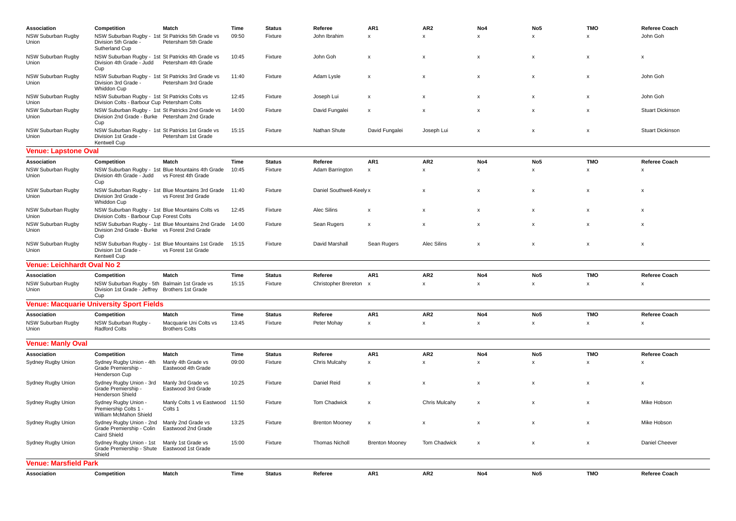| Association | Competition | Match | Time | Status | Referee | AR1 | AR2 | No4 | No5 | TMO | Referee Coach |
|---|---|---|---|---|---|---|---|---|---|---|---|
| NSW Suburban Rugby Union | NSW Suburban Rugby - 1st Division 5th Grade - Sutherland Cup | St Patricks 5th Grade vs Petersham 5th Grade | 09:50 | Fixture | John Ibrahim | x | x | x | x | x | John Goh |
| NSW Suburban Rugby Union | NSW Suburban Rugby - 1st Division 4th Grade - Judd Cup | St Patricks 4th Grade vs Petersham 4th Grade | 10:45 | Fixture | John Goh | x | x | x | x | x | x |
| NSW Suburban Rugby Union | NSW Suburban Rugby - 1st Division 3rd Grade - Whiddon Cup | St Patricks 3rd Grade vs Petersham 3rd Grade | 11:40 | Fixture | Adam Lysle | x | x | x | x | x | John Goh |
| NSW Suburban Rugby Union | NSW Suburban Rugby - 1st Division Colts - Barbour Cup | St Patricks Colts vs Petersham Colts | 12:45 | Fixture | Joseph Lui | x | x | x | x | x | John Goh |
| NSW Suburban Rugby Union | NSW Suburban Rugby - 1st Division 2nd Grade - Burke Cup | St Patricks 2nd Grade vs Petersham 2nd Grade | 14:00 | Fixture | David Fungalei | x | x | x | x | x | Stuart Dickinson |
| NSW Suburban Rugby Union | NSW Suburban Rugby - 1st Division 1st Grade - Kentwell Cup | St Patricks 1st Grade vs Petersham 1st Grade | 15:15 | Fixture | Nathan Shute | David Fungalei | Joseph Lui | x | x | x | Stuart Dickinson |

## Venue: Lapstone Oval

| Association | Competition | Match | Time | Status | Referee | AR1 | AR2 | No4 | No5 | TMO | Referee Coach |
|---|---|---|---|---|---|---|---|---|---|---|---|
| NSW Suburban Rugby Union | NSW Suburban Rugby - 1st Division 4th Grade - Judd Cup | Blue Mountains 4th Grade vs Forest 4th Grade | 10:45 | Fixture | Adam Barrington | x | x | x | x | x | x |
| NSW Suburban Rugby Union | NSW Suburban Rugby - 1st Division 3rd Grade - Whiddon Cup | Blue Mountains 3rd Grade vs Forest 3rd Grade | 11:40 | Fixture | Daniel Southwell-Keely | x | x | x | x | x | x |
| NSW Suburban Rugby Union | NSW Suburban Rugby - 1st Division Colts - Barbour Cup | Blue Mountains Colts vs Forest Colts | 12:45 | Fixture | Alec Silins | x | x | x | x | x | x |
| NSW Suburban Rugby Union | NSW Suburban Rugby - 1st Division 2nd Grade - Burke Cup | Blue Mountains 2nd Grade vs Forest 2nd Grade | 14:00 | Fixture | Sean Rugers | x | x | x | x | x | x |
| NSW Suburban Rugby Union | NSW Suburban Rugby - 1st Division 1st Grade - Kentwell Cup | Blue Mountains 1st Grade vs Forest 1st Grade | 15:15 | Fixture | David Marshall | Sean Rugers | Alec Silins | x | x | x | x |

## Venue: Leichhardt Oval No 2

| Association | Competition | Match | Time | Status | Referee | AR1 | AR2 | No4 | No5 | TMO | Referee Coach |
|---|---|---|---|---|---|---|---|---|---|---|---|
| NSW Suburban Rugby Union | NSW Suburban Rugby - 5th Division 1st Grade - Jeffrey Cup | Balmain 1st Grade vs Brothers 1st Grade | 15:15 | Fixture | Christopher Brereton | x | x | x | x | x | x |

## Venue: Macquarie University Sport Fields

| Association | Competition | Match | Time | Status | Referee | AR1 | AR2 | No4 | No5 | TMO | Referee Coach |
|---|---|---|---|---|---|---|---|---|---|---|---|
| NSW Suburban Rugby Union | NSW Suburban Rugby - Radford Colts | Macquarie Uni Colts vs Brothers Colts | 13:45 | Fixture | Peter Mohay | x | x | x | x | x | x |

## Venue: Manly Oval

| Association | Competition | Match | Time | Status | Referee | AR1 | AR2 | No4 | No5 | TMO | Referee Coach |
|---|---|---|---|---|---|---|---|---|---|---|---|
| Sydney Rugby Union | Sydney Rugby Union - 4th Grade Premiership - Henderson Cup | Manly 4th Grade vs Eastwood 4th Grade | 09:00 | Fixture | Chris Mulcahy | x | x | x | x | x | x |
| Sydney Rugby Union | Sydney Rugby Union - 3rd Grade Premiership - Henderson Shield | Manly 3rd Grade vs Eastwood 3rd Grade | 10:25 | Fixture | Daniel Reid | x | x | x | x | x | x |
| Sydney Rugby Union | Sydney Rugby Union - Premiership Colts 1 - William McMahon Shield | Manly Colts 1 vs Eastwood Colts 1 | 11:50 | Fixture | Tom Chadwick | x | Chris Mulcahy | x | x | x | Mike Hobson |
| Sydney Rugby Union | Sydney Rugby Union - 2nd Grade Premiership - Colin Caird Shield | Manly 2nd Grade vs Eastwood 2nd Grade | 13:25 | Fixture | Brenton Mooney | x | x | x | x | x | Mike Hobson |
| Sydney Rugby Union | Sydney Rugby Union - 1st Grade Premiership - Shute Shield | Manly 1st Grade vs Eastwood 1st Grade | 15:00 | Fixture | Thomas Nicholl | Brenton Mooney | Tom Chadwick | x | x | x | Daniel Cheever |

## Venue: Marsfield Park

| Association | Competition | Match | Time | Status | Referee | AR1 | AR2 | No4 | No5 | TMO | Referee Coach |
|---|---|---|---|---|---|---|---|---|---|---|---|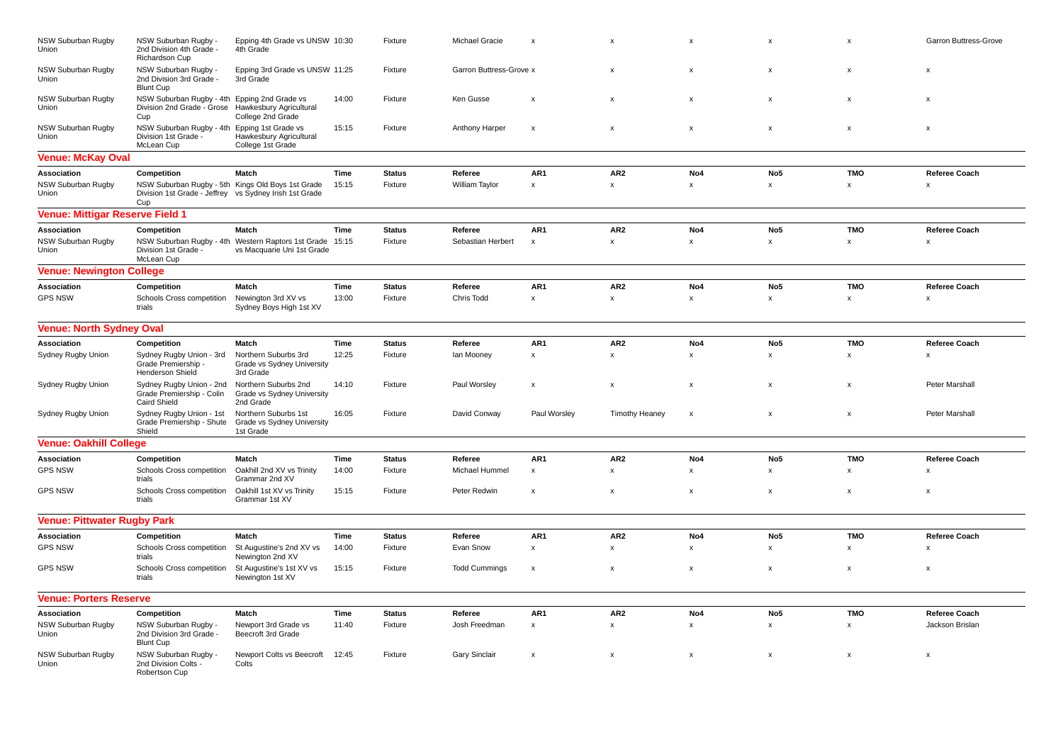| Association | Competition | Match | Time | Status | Referee | AR1 | AR2 | No4 | No5 | TMO | Referee Coach |
|---|---|---|---|---|---|---|---|---|---|---|---|
| NSW Suburban Rugby Union | NSW Suburban Rugby - 2nd Division 4th Grade - Richardson Cup | Epping 4th Grade vs UNSW 4th Grade | 10:30 | Fixture | Michael Gracie | x | x | x | x | x | Garron Buttress-Grove |
| NSW Suburban Rugby Union | NSW Suburban Rugby - 2nd Division 3rd Grade - Blunt Cup | Epping 3rd Grade vs UNSW 3rd Grade | 11:25 | Fixture | Garron Buttress-Grove | x | x | x | x | x | x |
| NSW Suburban Rugby Union | NSW Suburban Rugby - 4th Division 2nd Grade - Grose Cup | Epping 2nd Grade vs Hawkesbury Agricultural College 2nd Grade | 14:00 | Fixture | Ken Gusse | x | x | x | x | x | x |
| NSW Suburban Rugby Union | NSW Suburban Rugby - 4th Division 1st Grade - McLean Cup | Epping 1st Grade vs Hawkesbury Agricultural College 1st Grade | 15:15 | Fixture | Anthony Harper | x | x | x | x | x | x |

## Venue: McKay Oval

| Association | Competition | Match | Time | Status | Referee | AR1 | AR2 | No4 | No5 | TMO | Referee Coach |
|---|---|---|---|---|---|---|---|---|---|---|---|
| NSW Suburban Rugby Union | NSW Suburban Rugby - 5th Division 1st Grade - Jeffrey Cup | Kings Old Boys 1st Grade vs Sydney Irish 1st Grade | 15:15 | Fixture | William Taylor | x | x | x | x | x | x |

## Venue: Mittigar Reserve Field 1

| Association | Competition | Match | Time | Status | Referee | AR1 | AR2 | No4 | No5 | TMO | Referee Coach |
|---|---|---|---|---|---|---|---|---|---|---|---|
| NSW Suburban Rugby Union | NSW Suburban Rugby - 4th Division 1st Grade - McLean Cup | Western Raptors 1st Grade vs Macquarie Uni 1st Grade | 15:15 | Fixture | Sebastian Herbert | x | x | x | x | x | x |

## Venue: Newington College

| Association | Competition | Match | Time | Status | Referee | AR1 | AR2 | No4 | No5 | TMO | Referee Coach |
|---|---|---|---|---|---|---|---|---|---|---|---|
| GPS NSW | Schools Cross competition trials | Newington 3rd XV vs Sydney Boys High 1st XV | 13:00 | Fixture | Chris Todd | x | x | x | x | x | x |

## Venue: North Sydney Oval

| Association | Competition | Match | Time | Status | Referee | AR1 | AR2 | No4 | No5 | TMO | Referee Coach |
|---|---|---|---|---|---|---|---|---|---|---|---|
| Sydney Rugby Union | Sydney Rugby Union - 3rd Grade Premiership - Henderson Shield | Northern Suburbs 3rd Grade vs Sydney University 3rd Grade | 12:25 | Fixture | Ian Mooney | x | x | x | x | x | x |
| Sydney Rugby Union | Sydney Rugby Union - 2nd Grade Premiership - Colin Caird Shield | Northern Suburbs 2nd Grade vs Sydney University 2nd Grade | 14:10 | Fixture | Paul Worsley | x | x | x | x | x | Peter Marshall |
| Sydney Rugby Union | Sydney Rugby Union - 1st Grade Premiership - Shute Shield | Northern Suburbs 1st Grade vs Sydney University 1st Grade | 16:05 | Fixture | David Conway | Paul Worsley | Timothy Heaney | x | x | x | Peter Marshall |

## Venue: Oakhill College

| Association | Competition | Match | Time | Status | Referee | AR1 | AR2 | No4 | No5 | TMO | Referee Coach |
|---|---|---|---|---|---|---|---|---|---|---|---|
| GPS NSW | Schools Cross competition trials | Oakhill 2nd XV vs Trinity Grammar 2nd XV | 14:00 | Fixture | Michael Hummel | x | x | x | x | x | x |
| GPS NSW | Schools Cross competition trials | Oakhill 1st XV vs Trinity Grammar 1st XV | 15:15 | Fixture | Peter Redwin | x | x | x | x | x | x |

## Venue: Pittwater Rugby Park

| Association | Competition | Match | Time | Status | Referee | AR1 | AR2 | No4 | No5 | TMO | Referee Coach |
|---|---|---|---|---|---|---|---|---|---|---|---|
| GPS NSW | Schools Cross competition trials | St Augustine's 2nd XV vs Newington 2nd XV | 14:00 | Fixture | Evan Snow | x | x | x | x | x | x |
| GPS NSW | Schools Cross competition trials | St Augustine's 1st XV vs Newington 1st XV | 15:15 | Fixture | Todd Cummings | x | x | x | x | x | x |

## Venue: Porters Reserve

| Association | Competition | Match | Time | Status | Referee | AR1 | AR2 | No4 | No5 | TMO | Referee Coach |
|---|---|---|---|---|---|---|---|---|---|---|---|
| NSW Suburban Rugby Union | NSW Suburban Rugby - 2nd Division 3rd Grade - Blunt Cup | Newport 3rd Grade vs Beecroft 3rd Grade | 11:40 | Fixture | Josh Freedman | x | x | x | x | x | Jackson Brislan |
| NSW Suburban Rugby Union | NSW Suburban Rugby - 2nd Division Colts - Robertson Cup | Newport Colts vs Beecroft Colts | 12:45 | Fixture | Gary Sinclair | x | x | x | x | x | x |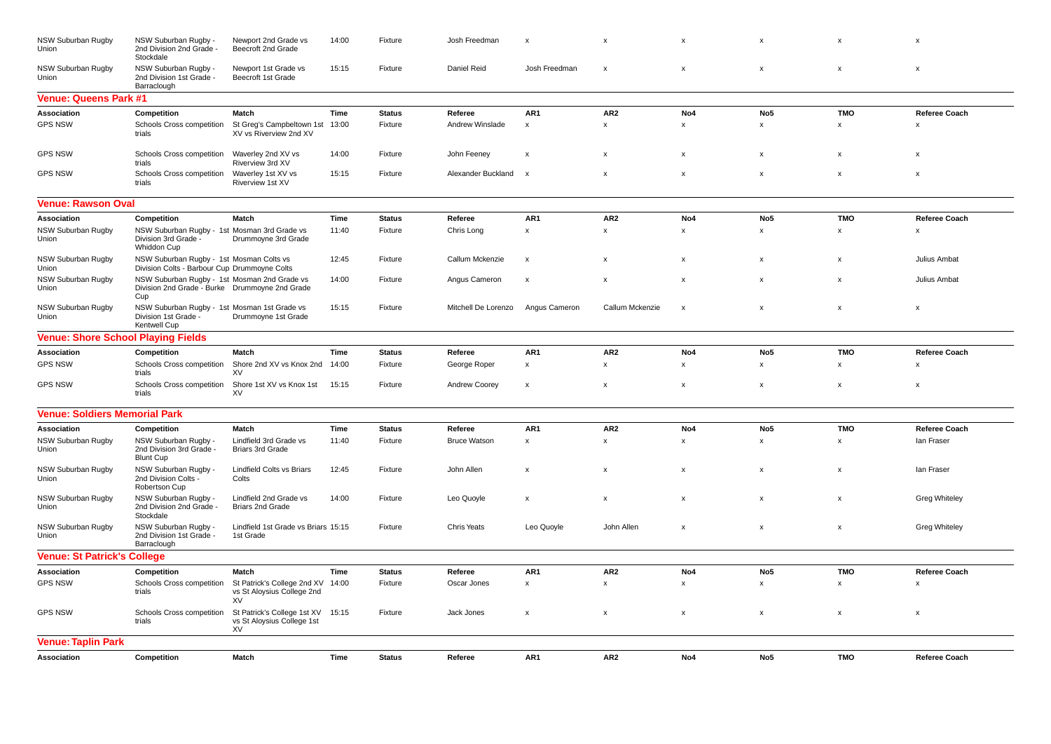| Association | Competition | Match | Time | Status | Referee | AR1 | AR2 | No4 | No5 | TMO | Referee Coach |
|---|---|---|---|---|---|---|---|---|---|---|---|
| NSW Suburban Rugby Union | NSW Suburban Rugby - 2nd Division 2nd Grade - Stockdale | Newport 2nd Grade vs Beecroft 2nd Grade | 14:00 | Fixture | Josh Freedman | x | x | x | x | x | x |
| NSW Suburban Rugby Union | NSW Suburban Rugby - 2nd Division 1st Grade - Barraclough | Newport 1st Grade vs Beecroft 1st Grade | 15:15 | Fixture | Daniel Reid | Josh Freedman | x | x | x | x | x |

## Venue: Queens Park #1

| Association | Competition | Match | Time | Status | Referee | AR1 | AR2 | No4 | No5 | TMO | Referee Coach |
|---|---|---|---|---|---|---|---|---|---|---|---|
| GPS NSW | Schools Cross competition trials | St Greg's Campbeltown 1st XV vs Riverview 2nd XV | 13:00 | Fixture | Andrew Winslade | x | x | x | x | x | x |
| GPS NSW | Schools Cross competition trials | Waverley 2nd XV vs Riverview 3rd XV | 14:00 | Fixture | John Feeney | x | x | x | x | x | x |
| GPS NSW | Schools Cross competition trials | Waverley 1st XV vs Riverview 1st XV | 15:15 | Fixture | Alexander Buckland | x | x | x | x | x | x |

## Venue: Rawson Oval

| Association | Competition | Match | Time | Status | Referee | AR1 | AR2 | No4 | No5 | TMO | Referee Coach |
|---|---|---|---|---|---|---|---|---|---|---|---|
| NSW Suburban Rugby Union | NSW Suburban Rugby - 1st Division 3rd Grade - Whiddon Cup | Mosman 3rd Grade vs Drummoyne 3rd Grade | 11:40 | Fixture | Chris Long | x | x | x | x | x | x |
| NSW Suburban Rugby Union | NSW Suburban Rugby - 1st Division Colts - Barbour Cup | Mosman Colts vs Drummoyne Colts | 12:45 | Fixture | Callum Mckenzie | x | x | x | x | x | Julius Ambat |
| NSW Suburban Rugby Union | NSW Suburban Rugby - 1st Division 2nd Grade - Burke Cup | Mosman 2nd Grade vs Drummoyne 2nd Grade | 14:00 | Fixture | Angus Cameron | x | x | x | x | x | Julius Ambat |
| NSW Suburban Rugby Union | NSW Suburban Rugby - 1st Division 1st Grade - Kentwell Cup | Mosman 1st Grade vs Drummoyne 1st Grade | 15:15 | Fixture | Mitchell De Lorenzo | Angus Cameron | Callum Mckenzie | x | x | x | x |

## Venue: Shore School Playing Fields

| Association | Competition | Match | Time | Status | Referee | AR1 | AR2 | No4 | No5 | TMO | Referee Coach |
|---|---|---|---|---|---|---|---|---|---|---|---|
| GPS NSW | Schools Cross competition trials | Shore 2nd XV vs Knox 2nd XV | 14:00 | Fixture | George Roper | x | x | x | x | x | x |
| GPS NSW | Schools Cross competition trials | Shore 1st XV vs Knox 1st XV | 15:15 | Fixture | Andrew Coorey | x | x | x | x | x | x |

## Venue: Soldiers Memorial Park

| Association | Competition | Match | Time | Status | Referee | AR1 | AR2 | No4 | No5 | TMO | Referee Coach |
|---|---|---|---|---|---|---|---|---|---|---|---|
| NSW Suburban Rugby Union | NSW Suburban Rugby - 2nd Division 3rd Grade - Blunt Cup | Lindfield 3rd Grade vs Briars 3rd Grade | 11:40 | Fixture | Bruce Watson | x | x | x | x | x | Ian Fraser |
| NSW Suburban Rugby Union | NSW Suburban Rugby - 2nd Division Colts - Robertson Cup | Lindfield Colts vs Briars Colts | 12:45 | Fixture | John Allen | x | x | x | x | x | Ian Fraser |
| NSW Suburban Rugby Union | NSW Suburban Rugby - 2nd Division 2nd Grade - Stockdale | Lindfield 2nd Grade vs Briars 2nd Grade | 14:00 | Fixture | Leo Quoyle | x | x | x | x | x | Greg Whiteley |
| NSW Suburban Rugby Union | NSW Suburban Rugby - 2nd Division 1st Grade - Barraclough | Lindfield 1st Grade vs Briars 1st Grade | 15:15 | Fixture | Chris Yeats | Leo Quoyle | John Allen | x | x | x | Greg Whiteley |

## Venue: St Patrick's College

| Association | Competition | Match | Time | Status | Referee | AR1 | AR2 | No4 | No5 | TMO | Referee Coach |
|---|---|---|---|---|---|---|---|---|---|---|---|
| GPS NSW | Schools Cross competition trials | St Patrick's College 2nd XV vs St Aloysius College 2nd XV | 14:00 | Fixture | Oscar Jones | x | x | x | x | x | x |
| GPS NSW | Schools Cross competition trials | St Patrick's College 1st XV vs St Aloysius College 1st XV | 15:15 | Fixture | Jack Jones | x | x | x | x | x | x |

## Venue: Taplin Park

| Association | Competition | Match | Time | Status | Referee | AR1 | AR2 | No4 | No5 | TMO | Referee Coach |
|---|---|---|---|---|---|---|---|---|---|---|---|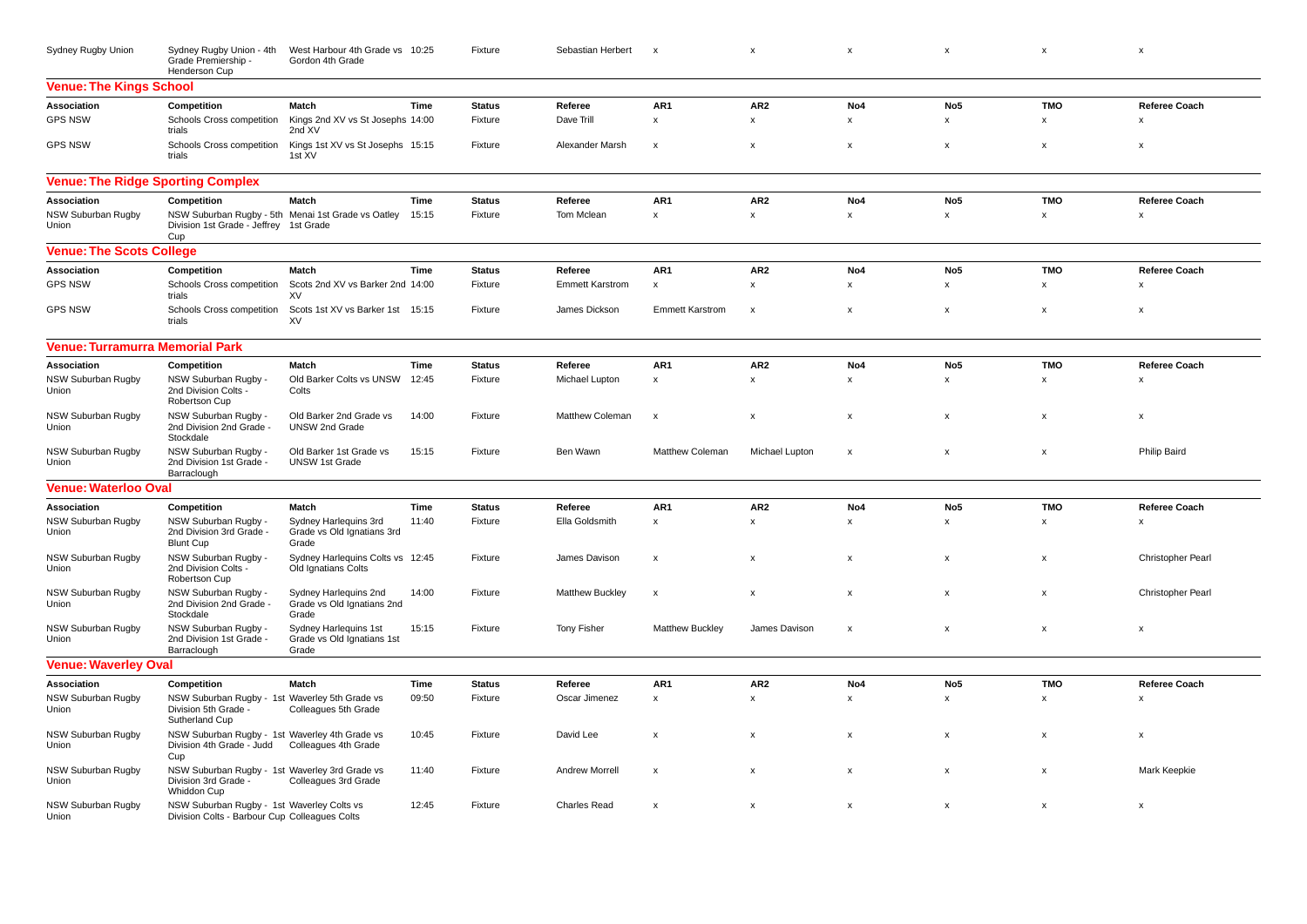| Association | Competition | Match | Time | Status | Referee | AR1 | AR2 | No4 | No5 | TMO | Referee Coach |
|---|---|---|---|---|---|---|---|---|---|---|---|
| Sydney Rugby Union | Sydney Rugby Union - 4th Grade Premiership - Henderson Cup | West Harbour 4th Grade vs Gordon 4th Grade | 10:25 | Fixture | Sebastian Herbert | x | x | x | x | x | x |

## Venue: The Kings School

| Association | Competition | Match | Time | Status | Referee | AR1 | AR2 | No4 | No5 | TMO | Referee Coach |
|---|---|---|---|---|---|---|---|---|---|---|---|
| GPS NSW | Schools Cross competition trials | Kings 2nd XV vs St Josephs 2nd XV | 14:00 | Fixture | Dave Trill | x | x | x | x | x | x |
| GPS NSW | Schools Cross competition trials | Kings 1st XV vs St Josephs 1st XV | 15:15 | Fixture | Alexander Marsh | x | x | x | x | x | x |

## Venue: The Ridge Sporting Complex

| Association | Competition | Match | Time | Status | Referee | AR1 | AR2 | No4 | No5 | TMO | Referee Coach |
|---|---|---|---|---|---|---|---|---|---|---|---|
| NSW Suburban Rugby Union | NSW Suburban Rugby - 5th Division 1st Grade - Jeffrey Cup | Menai 1st Grade vs Oatley 1st Grade | 15:15 | Fixture | Tom Mclean | x | x | x | x | x | x |

## Venue: The Scots College

| Association | Competition | Match | Time | Status | Referee | AR1 | AR2 | No4 | No5 | TMO | Referee Coach |
|---|---|---|---|---|---|---|---|---|---|---|---|
| GPS NSW | Schools Cross competition trials | Scots 2nd XV vs Barker 2nd XV | 14:00 | Fixture | Emmett Karstrom | x | x | x | x | x | x |
| GPS NSW | Schools Cross competition trials | Scots 1st XV vs Barker 1st XV | 15:15 | Fixture | James Dickson | Emmett Karstrom | x | x | x | x | x |

## Venue: Turramurra Memorial Park

| Association | Competition | Match | Time | Status | Referee | AR1 | AR2 | No4 | No5 | TMO | Referee Coach |
|---|---|---|---|---|---|---|---|---|---|---|---|
| NSW Suburban Rugby Union | NSW Suburban Rugby - 2nd Division Colts - Robertson Cup | Old Barker Colts vs UNSW Colts | 12:45 | Fixture | Michael Lupton | x | x | x | x | x | x |
| NSW Suburban Rugby Union | NSW Suburban Rugby - 2nd Division 2nd Grade - Stockdale | Old Barker 2nd Grade vs UNSW 2nd Grade | 14:00 | Fixture | Matthew Coleman | x | x | x | x | x | x |
| NSW Suburban Rugby Union | NSW Suburban Rugby - 2nd Division 1st Grade - Barraclough | Old Barker 1st Grade vs UNSW 1st Grade | 15:15 | Fixture | Ben Wawn | Matthew Coleman | Michael Lupton | x | x | x | Philip Baird |

## Venue: Waterloo Oval

| Association | Competition | Match | Time | Status | Referee | AR1 | AR2 | No4 | No5 | TMO | Referee Coach |
|---|---|---|---|---|---|---|---|---|---|---|---|
| NSW Suburban Rugby Union | NSW Suburban Rugby - 2nd Division 3rd Grade - Blunt Cup | Sydney Harlequins 3rd Grade vs Old Ignatians 3rd Grade | 11:40 | Fixture | Ella Goldsmith | x | x | x | x | x | x |
| NSW Suburban Rugby Union | NSW Suburban Rugby - 2nd Division Colts - Robertson Cup | Sydney Harlequins Colts vs Old Ignatians Colts | 12:45 | Fixture | James Davison | x | x | x | x | x | Christopher Pearl |
| NSW Suburban Rugby Union | NSW Suburban Rugby - 2nd Division 2nd Grade - Stockdale | Sydney Harlequins 2nd Grade vs Old Ignatians 2nd Grade | 14:00 | Fixture | Matthew Buckley | x | x | x | x | x | Christopher Pearl |
| NSW Suburban Rugby Union | NSW Suburban Rugby - 2nd Division 1st Grade - Barraclough | Sydney Harlequins 1st Grade vs Old Ignatians 1st Grade | 15:15 | Fixture | Tony Fisher | Matthew Buckley | James Davison | x | x | x | x |

## Venue: Waverley Oval

| Association | Competition | Match | Time | Status | Referee | AR1 | AR2 | No4 | No5 | TMO | Referee Coach |
|---|---|---|---|---|---|---|---|---|---|---|---|
| NSW Suburban Rugby Union | NSW Suburban Rugby - 1st Division 5th Grade - Sutherland Cup | Waverley 5th Grade vs Colleagues 5th Grade | 09:50 | Fixture | Oscar Jimenez | x | x | x | x | x | x |
| NSW Suburban Rugby Union | NSW Suburban Rugby - 1st Division 4th Grade - Judd Cup | Waverley 4th Grade vs Colleagues 4th Grade | 10:45 | Fixture | David Lee | x | x | x | x | x | x |
| NSW Suburban Rugby Union | NSW Suburban Rugby - 1st Division 3rd Grade - Whiddon Cup | Waverley 3rd Grade vs Colleagues 3rd Grade | 11:40 | Fixture | Andrew Morrell | x | x | x | x | x | Mark Keepkie |
| NSW Suburban Rugby Union | NSW Suburban Rugby - 1st Division Colts - Barbour Cup | Waverley Colts vs Colleagues Colts | 12:45 | Fixture | Charles Read | x | x | x | x | x | x |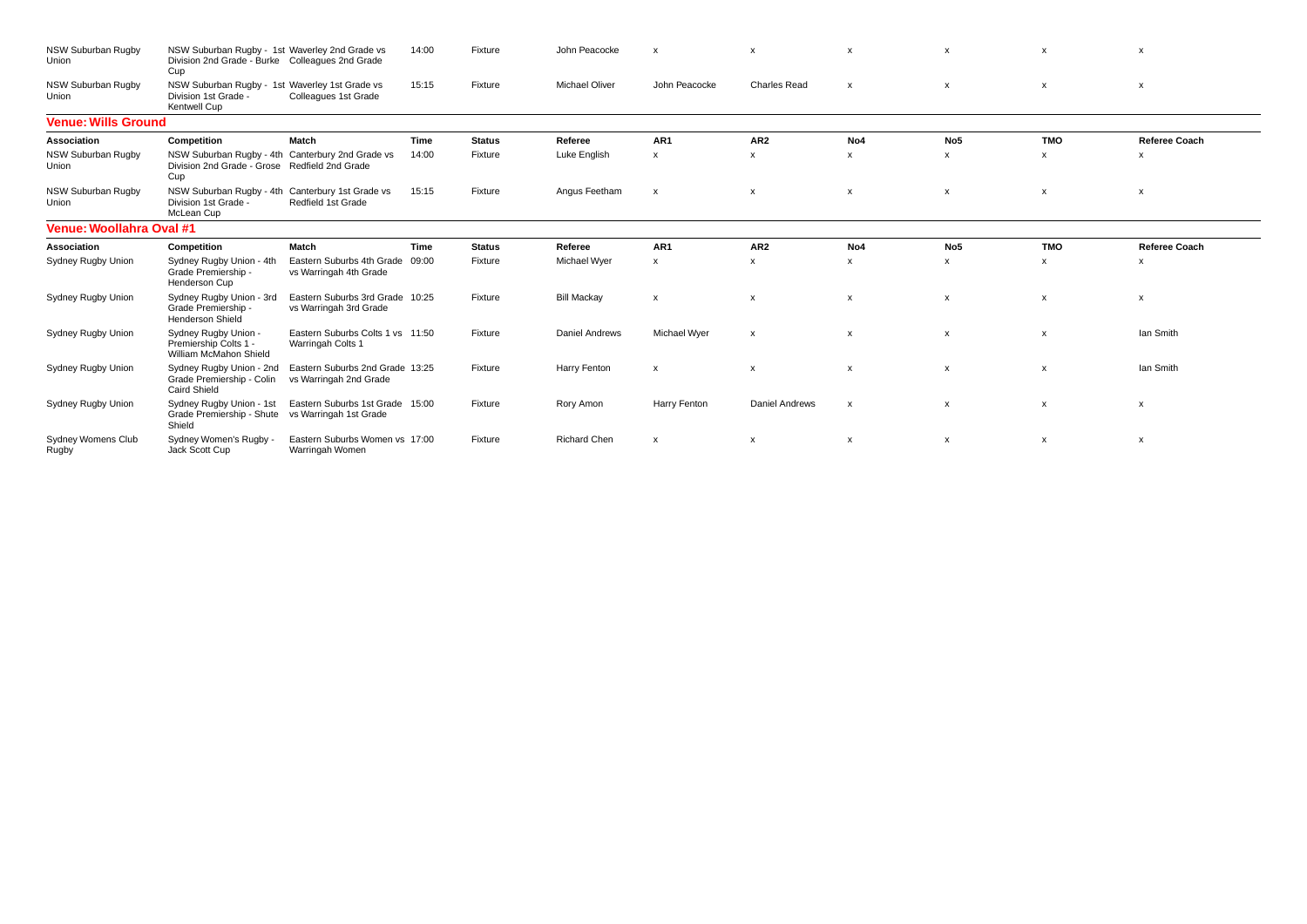| Association | Competition | Match | Time | Status | Referee | AR1 | AR2 | No4 | No5 | TMO | Referee Coach |
|---|---|---|---|---|---|---|---|---|---|---|---|
| NSW Suburban Rugby Union | NSW Suburban Rugby - 1st Division 2nd Grade - Burke Cup | Waverley 2nd Grade vs Colleagues 2nd Grade | 14:00 | Fixture | John Peacocke | x | x | x | x | x | x |
| NSW Suburban Rugby Union | NSW Suburban Rugby - 1st Division 1st Grade - Kentwell Cup | Waverley 1st Grade vs Colleagues 1st Grade | 15:15 | Fixture | Michael Oliver | John Peacocke | Charles Read | x | x | x | x |

## Venue: Wills Ground

| Association | Competition | Match | Time | Status | Referee | AR1 | AR2 | No4 | No5 | TMO | Referee Coach |
|---|---|---|---|---|---|---|---|---|---|---|---|
| NSW Suburban Rugby Union | NSW Suburban Rugby - 4th Division 2nd Grade - Grose Cup | Canterbury 2nd Grade vs Redfield 2nd Grade | 14:00 | Fixture | Luke English | x | x | x | x | x | x |
| NSW Suburban Rugby Union | NSW Suburban Rugby - 4th Division 1st Grade - McLean Cup | Canterbury 1st Grade vs Redfield 1st Grade | 15:15 | Fixture | Angus Feetham | x | x | x | x | x | x |

## Venue: Woollahra Oval #1

| Association | Competition | Match | Time | Status | Referee | AR1 | AR2 | No4 | No5 | TMO | Referee Coach |
|---|---|---|---|---|---|---|---|---|---|---|---|
| Sydney Rugby Union | Sydney Rugby Union - 4th Grade Premiership - Henderson Cup | Eastern Suburbs 4th Grade vs Warringah 4th Grade | 09:00 | Fixture | Michael Wyer | x | x | x | x | x | x |
| Sydney Rugby Union | Sydney Rugby Union - 3rd Grade Premiership - Henderson Shield | Eastern Suburbs 3rd Grade vs Warringah 3rd Grade | 10:25 | Fixture | Bill Mackay | x | x | x | x | x | x |
| Sydney Rugby Union | Sydney Rugby Union - Premiership Colts 1 - William McMahon Shield | Eastern Suburbs Colts 1 vs Warringah Colts 1 | 11:50 | Fixture | Daniel Andrews | Michael Wyer | x | x | x | x | Ian Smith |
| Sydney Rugby Union | Sydney Rugby Union - 2nd Grade Premiership - Colin Caird Shield | Eastern Suburbs 2nd Grade vs Warringah 2nd Grade | 13:25 | Fixture | Harry Fenton | x | x | x | x | x | Ian Smith |
| Sydney Rugby Union | Sydney Rugby Union - 1st Grade Premiership - Shute Shield | Eastern Suburbs 1st Grade vs Warringah 1st Grade | 15:00 | Fixture | Rory Amon | Harry Fenton | Daniel Andrews | x | x | x | x |
| Sydney Womens Club Rugby | Sydney Women's Rugby - Jack Scott Cup | Eastern Suburbs Women vs Warringah Women | 17:00 | Fixture | Richard Chen | x | x | x | x | x | x |